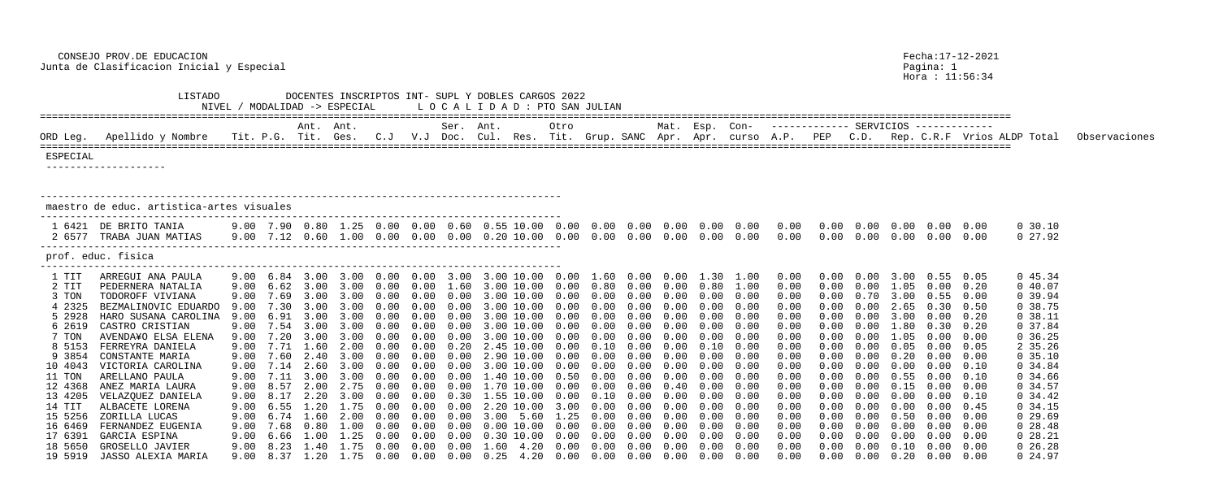CONSEJO PROV.DE EDUCACION
Junta de Clasificacion Inicial y Especial

Fecha:17-12-2021
Hora : 11:56:34

LISTADO DOCENTES INSCRIPTOS INT- SUPL Y DOBLES CARGOS 2022

NIVEL / MODALIDAD -> ESPECIAL    L O C A L I D A D : PTO SAN JULIAN

## ESPECIAL

### maestro de educ. artistica-artes visuales

| ORD | Leg. | Apellido y Nombre | Tit. | P.G. | Ant. Tit. | Ant. Ges. | C.J | V.J | Ser. Doc. | Ant. Cul. | Res. | Otro Tit. | Grup. | SANC | Mat. Apr. | Esp. Apr. | Con-curso | A.P. | PEP | C.D. | Rep. | C.R.F | Vrios | ALDP | Total | Observaciones |
|---|---|---|---|---|---|---|---|---|---|---|---|---|---|---|---|---|---|---|---|---|---|---|---|---|---|---|
| 1 | 6421 | DE BRITO TANIA | 9.00 | 7.90 | 0.80 | 1.25 | 0.00 | 0.00 | 0.60 | 0.55 | 10.00 | 0.00 | 0.00 | 0.00 | 0.00 | 0.00 | 0.00 | 0.00 | 0.00 | 0.00 | 0.00 | 0.00 | 0.00 | 0 | 30.10 | |
| 2 | 6577 | TRABA JUAN MATIAS | 9.00 | 7.12 | 0.60 | 1.00 | 0.00 | 0.00 | 0.00 | 0.20 | 10.00 | 0.00 | 0.00 | 0.00 | 0.00 | 0.00 | 0.00 | 0.00 | 0.00 | 0.00 | 0.00 | 0.00 | 0.00 | 0 | 27.92 | |

### prof. educ. fisica

| ORD | Leg. | Apellido y Nombre | Tit. | P.G. | Ant. Tit. | Ant. Ges. | C.J | V.J | Ser. Doc. | Ant. Cul. | Res. | Otro Tit. | Grup. | SANC | Mat. Apr. | Esp. Apr. | Con-curso | A.P. | PEP | C.D. | Rep. | C.R.F | Vrios | ALDP | Total | Observaciones |
|---|---|---|---|---|---|---|---|---|---|---|---|---|---|---|---|---|---|---|---|---|---|---|---|---|---|---|
| 1 | TIT | ARREGUI ANA PAULA | 9.00 | 6.84 | 3.00 | 3.00 | 0.00 | 0.00 | 3.00 | 3.00 | 10.00 | 0.00 | 1.60 | 0.00 | 0.00 | 1.30 | 1.00 | 0.00 | 0.00 | 0.00 | 3.00 | 0.55 | 0.05 | 0 | 45.34 | |
| 2 | TIT | PEDERNERA NATALIA | 9.00 | 6.62 | 3.00 | 3.00 | 0.00 | 0.00 | 1.60 | 3.00 | 10.00 | 0.00 | 0.80 | 0.00 | 0.00 | 0.80 | 1.00 | 0.00 | 0.00 | 0.00 | 1.05 | 0.00 | 0.20 | 0 | 40.07 | |
| 3 | TON | TODOROFF VIVIANA | 9.00 | 7.69 | 3.00 | 3.00 | 0.00 | 0.00 | 0.00 | 3.00 | 10.00 | 0.00 | 0.00 | 0.00 | 0.00 | 0.00 | 0.00 | 0.00 | 0.00 | 0.70 | 3.00 | 0.55 | 0.00 | 0 | 39.94 | |
| 4 | 2325 | BEZMALINOVIC EDUARDO | 9.00 | 7.30 | 3.00 | 3.00 | 0.00 | 0.00 | 0.00 | 3.00 | 10.00 | 0.00 | 0.00 | 0.00 | 0.00 | 0.00 | 0.00 | 0.00 | 0.00 | 0.00 | 2.65 | 0.30 | 0.50 | 0 | 38.75 | |
| 5 | 2928 | HARO SUSANA CAROLINA | 9.00 | 6.91 | 3.00 | 3.00 | 0.00 | 0.00 | 0.00 | 3.00 | 10.00 | 0.00 | 0.00 | 0.00 | 0.00 | 0.00 | 0.00 | 0.00 | 0.00 | 0.00 | 3.00 | 0.00 | 0.20 | 0 | 38.11 | |
| 6 | 2619 | CASTRO CRISTIAN | 9.00 | 7.54 | 3.00 | 3.00 | 0.00 | 0.00 | 0.00 | 3.00 | 10.00 | 0.00 | 0.00 | 0.00 | 0.00 | 0.00 | 0.00 | 0.00 | 0.00 | 0.00 | 1.80 | 0.30 | 0.20 | 0 | 37.84 | |
| 7 | TON | AVENDA¥O ELSA ELENA | 9.00 | 7.20 | 3.00 | 3.00 | 0.00 | 0.00 | 0.00 | 3.00 | 10.00 | 0.00 | 0.00 | 0.00 | 0.00 | 0.00 | 0.00 | 0.00 | 0.00 | 0.00 | 1.05 | 0.00 | 0.00 | 0 | 36.25 | |
| 8 | 5153 | FERREYRA DANIELA | 9.00 | 7.71 | 1.60 | 2.00 | 0.00 | 0.00 | 0.20 | 2.45 | 10.00 | 0.00 | 0.10 | 0.00 | 0.00 | 0.10 | 0.00 | 0.00 | 0.00 | 0.00 | 0.05 | 0.00 | 0.05 | 2 | 35.26 | |
| 9 | 3854 | CONSTANTE MARIA | 9.00 | 7.60 | 2.40 | 3.00 | 0.00 | 0.00 | 0.00 | 2.90 | 10.00 | 0.00 | 0.00 | 0.00 | 0.00 | 0.00 | 0.00 | 0.00 | 0.00 | 0.00 | 0.20 | 0.00 | 0.00 | 0 | 35.10 | |
| 10 | 4043 | VICTORIA CAROLINA | 9.00 | 7.14 | 2.60 | 3.00 | 0.00 | 0.00 | 0.00 | 3.00 | 10.00 | 0.00 | 0.00 | 0.00 | 0.00 | 0.00 | 0.00 | 0.00 | 0.00 | 0.00 | 0.00 | 0.00 | 0.10 | 0 | 34.84 | |
| 11 | TON | ARELLANO PAULA | 9.00 | 7.11 | 3.00 | 3.00 | 0.00 | 0.00 | 0.00 | 1.40 | 10.00 | 0.50 | 0.00 | 0.00 | 0.00 | 0.00 | 0.00 | 0.00 | 0.00 | 0.00 | 0.55 | 0.00 | 0.10 | 0 | 34.66 | |
| 12 | 4368 | ANEZ MARIA LAURA | 9.00 | 8.57 | 2.00 | 2.75 | 0.00 | 0.00 | 0.00 | 1.70 | 10.00 | 0.00 | 0.00 | 0.00 | 0.40 | 0.00 | 0.00 | 0.00 | 0.00 | 0.00 | 0.15 | 0.00 | 0.00 | 0 | 34.57 | |
| 13 | 4205 | VELAZQUEZ DANIELA | 9.00 | 8.17 | 2.20 | 3.00 | 0.00 | 0.00 | 0.30 | 1.55 | 10.00 | 0.00 | 0.10 | 0.00 | 0.00 | 0.00 | 0.00 | 0.00 | 0.00 | 0.00 | 0.00 | 0.00 | 0.10 | 0 | 34.42 | |
| 14 | TIT | ALBACETE LORENA | 9.00 | 6.55 | 1.20 | 1.75 | 0.00 | 0.00 | 0.00 | 2.20 | 10.00 | 3.00 | 0.00 | 0.00 | 0.00 | 0.00 | 0.00 | 0.00 | 0.00 | 0.00 | 0.00 | 0.00 | 0.45 | 0 | 34.15 | |
| 15 | 5256 | ZORILLA LUCAS | 9.00 | 6.74 | 1.60 | 2.00 | 0.00 | 0.00 | 0.00 | 3.00 | 5.60 | 1.25 | 0.00 | 0.00 | 0.00 | 0.00 | 0.00 | 0.00 | 0.00 | 0.00 | 0.50 | 0.00 | 0.00 | 0 | 29.69 | |
| 16 | 6469 | FERNANDEZ EUGENIA | 9.00 | 7.68 | 0.80 | 1.00 | 0.00 | 0.00 | 0.00 | 0.00 | 10.00 | 0.00 | 0.00 | 0.00 | 0.00 | 0.00 | 0.00 | 0.00 | 0.00 | 0.00 | 0.00 | 0.00 | 0.00 | 0 | 28.48 | |
| 17 | 6391 | GARCIA ESPINA | 9.00 | 6.66 | 1.00 | 1.25 | 0.00 | 0.00 | 0.00 | 0.30 | 10.00 | 0.00 | 0.00 | 0.00 | 0.00 | 0.00 | 0.00 | 0.00 | 0.00 | 0.00 | 0.00 | 0.00 | 0.00 | 0 | 28.21 | |
| 18 | 5650 | GROSELLO JAVIER | 9.00 | 8.23 | 1.40 | 1.75 | 0.00 | 0.00 | 0.00 | 1.60 | 4.20 | 0.00 | 0.00 | 0.00 | 0.00 | 0.00 | 0.00 | 0.00 | 0.00 | 0.00 | 0.10 | 0.00 | 0.00 | 0 | 26.28 | |
| 19 | 5919 | JASSO ALEXIA MARIA | 9.00 | 8.37 | 1.20 | 1.75 | 0.00 | 0.00 | 0.00 | 0.25 | 4.20 | 0.00 | 0.00 | 0.00 | 0.00 | 0.00 | 0.00 | 0.00 | 0.00 | 0.00 | 0.20 | 0.00 | 0.00 | 0 | 24.97 | |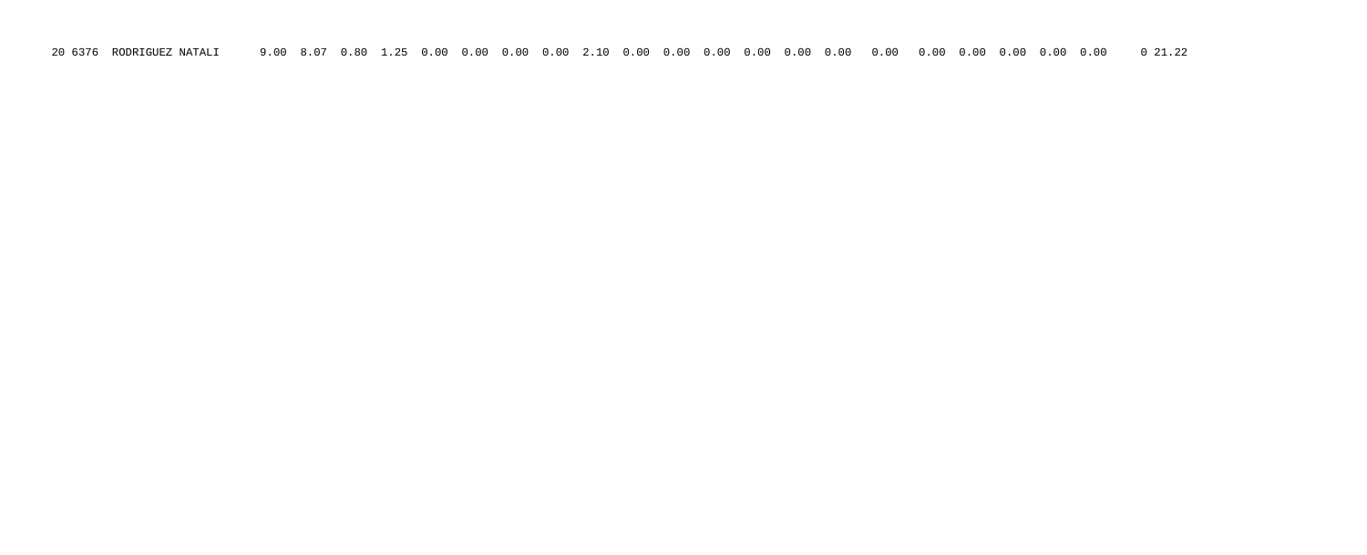```
20 6376  RODRIGUEZ NATALI      9.00  8.07  0.80  1.25  0.00  0.00  0.00  0.00  2.10  0.00  0.00  0.00  0.00  0.00  0.00   0.00   0.00  0.00  0.00  0.00  0.00    0 21.22
```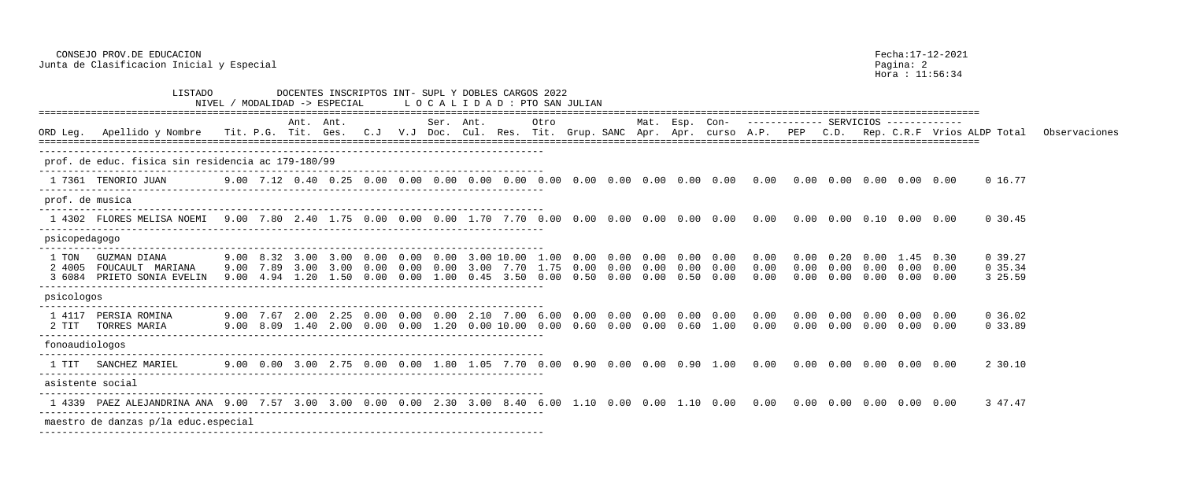CONSEJO PROV.DE EDUCACION
Junta de Clasificacion Inicial y Especial

Fecha:17-12-2021
Hora : 11:56:34

LISTADO DOCENTES INSCRIPTOS INT- SUPL Y DOBLES CARGOS 2022
NIVEL / MODALIDAD -> ESPECIAL    L O C A L I D A D : PTO SAN JULIAN

| ORD | Leg. | Apellido y Nombre | Tit. | P.G. | Ant. Tit. | Ant. Ges. | C.J | V.J | Ser. Doc. | Ant. Cul. | Res. | Otro Tit. | Grup. | SANC | Mat. Apr. | Esp. Apr. | Con-curso | A.P. | PEP | C.D. | Rep. | C.R.F | Vrios | ALDP | Total | Observaciones |
|---|---|---|---|---|---|---|---|---|---|---|---|---|---|---|---|---|---|---|---|---|---|---|---|---|---|---|
| **prof. de educ. fisica sin residencia ac 179-180/99** | | | | | | | | | | | | | | | | | | | | | | | | | | |
| 1 | 7361 | TENORIO JUAN | 9.00 | 7.12 | 0.40 | 0.25 | 0.00 | 0.00 | 0.00 | 0.00 | 0.00 | 0.00 | 0.00 | 0.00 | 0.00 | 0.00 | 0.00 | 0.00 | 0.00 | 0.00 | 0.00 | 0.00 | 0.00 | 0 | 16.77 | |
| **prof. de musica** | | | | | | | | | | | | | | | | | | | | | | | | | | |
| 1 | 4302 | FLORES MELISA NOEMI | 9.00 | 7.80 | 2.40 | 1.75 | 0.00 | 0.00 | 0.00 | 1.70 | 7.70 | 0.00 | 0.00 | 0.00 | 0.00 | 0.00 | 0.00 | 0.00 | 0.00 | 0.00 | 0.10 | 0.00 | 0.00 | 0 | 30.45 | |
| **psicopedagogo** | | | | | | | | | | | | | | | | | | | | | | | | | | |
| 1 | TON | GUZMAN DIANA | 9.00 | 8.32 | 3.00 | 3.00 | 0.00 | 0.00 | 0.00 | 3.00 | 10.00 | 1.00 | 0.00 | 0.00 | 0.00 | 0.00 | 0.00 | 0.00 | 0.00 | 0.20 | 0.00 | 1.45 | 0.30 | 0 | 39.27 | |
| 2 | 4005 | FOUCAULT MARIANA | 9.00 | 7.89 | 3.00 | 3.00 | 0.00 | 0.00 | 0.00 | 3.00 | 7.70 | 1.75 | 0.00 | 0.00 | 0.00 | 0.00 | 0.00 | 0.00 | 0.00 | 0.00 | 0.00 | 0.00 | 0.00 | 0 | 35.34 | |
| 3 | 6084 | PRIETO SONIA EVELIN | 9.00 | 4.94 | 1.20 | 1.50 | 0.00 | 0.00 | 1.00 | 0.45 | 3.50 | 0.00 | 0.50 | 0.00 | 0.00 | 0.50 | 0.00 | 0.00 | 0.00 | 0.00 | 0.00 | 0.00 | 0.00 | 3 | 25.59 | |
| **psicologos** | | | | | | | | | | | | | | | | | | | | | | | | | | |
| 1 | 4117 | PERSIA ROMINA | 9.00 | 7.67 | 2.00 | 2.25 | 0.00 | 0.00 | 0.00 | 2.10 | 7.00 | 6.00 | 0.00 | 0.00 | 0.00 | 0.00 | 0.00 | 0.00 | 0.00 | 0.00 | 0.00 | 0.00 | 0.00 | 0 | 36.02 | |
| 2 | TIT | TORRES MARIA | 9.00 | 8.09 | 1.40 | 2.00 | 0.00 | 0.00 | 1.20 | 0.00 | 10.00 | 0.00 | 0.60 | 0.00 | 0.00 | 0.60 | 1.00 | 0.00 | 0.00 | 0.00 | 0.00 | 0.00 | 0.00 | 0 | 33.89 | |
| **fonoaudiologos** | | | | | | | | | | | | | | | | | | | | | | | | | | |
| 1 | TIT | SANCHEZ MARIEL | 9.00 | 0.00 | 3.00 | 2.75 | 0.00 | 0.00 | 1.80 | 1.05 | 7.70 | 0.00 | 0.90 | 0.00 | 0.00 | 0.90 | 1.00 | 0.00 | 0.00 | 0.00 | 0.00 | 0.00 | 0.00 | 2 | 30.10 | |
| **asistente social** | | | | | | | | | | | | | | | | | | | | | | | | | | |
| 1 | 4339 | PAEZ ALEJANDRINA ANA | 9.00 | 7.57 | 3.00 | 3.00 | 0.00 | 0.00 | 2.30 | 3.00 | 8.40 | 6.00 | 1.10 | 0.00 | 0.00 | 1.10 | 0.00 | 0.00 | 0.00 | 0.00 | 0.00 | 0.00 | 0.00 | 3 | 47.47 | |
| **maestro de danzas p/la educ.especial** | | | | | | | | | | | | | | | | | | | | | | | | | | |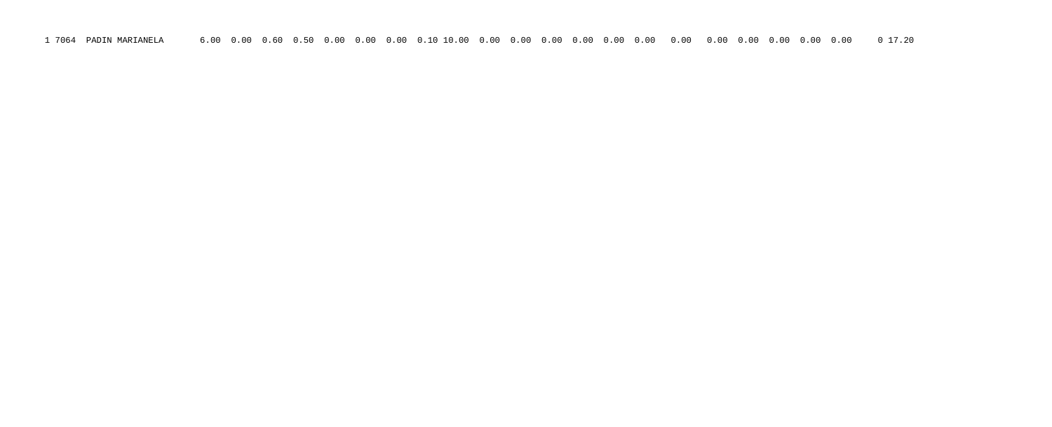| 1 | 7064 | PADIN MARIANELA | 6.00 | 0.00 | 0.60 | 0.50 | 0.00 | 0.00 | 0.00 | 0.10 | 10.00 | 0.00 | 0.00 | 0.00 | 0.00 | 0.00 | 0.00 | 0.00 | 0.00 | 0.00 | 0.00 | 0.00 | 0.00 | 0 | 17.20 |
|---|---|---|---|---|---|---|---|---|---|---|---|---|---|---|---|---|---|---|---|---|---|---|---|---|---|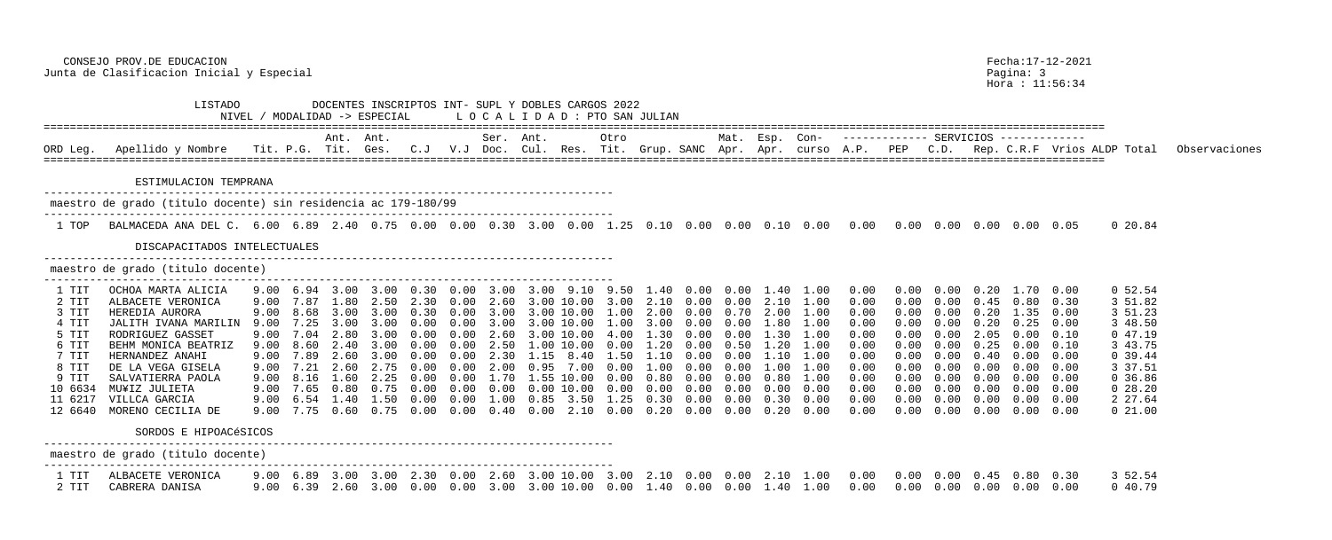CONSEJO PROV.DE EDUCACION
Junta de Clasificacion Inicial y Especial

Fecha:17-12-2021
Hora : 11:56:34

LISTADO DOCENTES INSCRIPTOS INT- SUPL Y DOBLES CARGOS 2022
NIVEL / MODALIDAD -> ESPECIAL    L O C A L I D A D : PTO SAN JULIAN

| ORD | Leg. | Apellido y Nombre | Tit. | P.G. | Ant. Tit. | Ant. Ges. | C.J | V.J | Ser. Doc. | Ant. Cul. | Res. | Otro Tit. | Grup. | SANC | Mat. Apr. | Esp. Apr. | Con- curso | A.P. | PEP | C.D. | Rep. | C.R.F | Vrios | ALDP | Total | Observaciones |
|---|---|---|---|---|---|---|---|---|---|---|---|---|---|---|---|---|---|---|---|---|---|---|---|---|---|---|
| **ESTIMULACION TEMPRANA** | | | | | | | | | | | | | | | | | | | | | | | | | | |
| *maestro de grado (titulo docente) sin residencia ac 179-180/99* | | | | | | | | | | | | | | | | | | | | | | | | | | |
| 1 | TOP | BALMACEDA ANA DEL C. | 6.00 | 6.89 | 2.40 | 0.75 | 0.00 | 0.00 | 0.30 | 3.00 | 0.00 | 1.25 | 0.10 | 0.00 | 0.00 | 0.10 | 0.00 | 0.00 | 0.00 | 0.00 | 0.00 | 0.00 | 0.05 | 0 | 20.84 | |
| **DISCAPACITADOS INTELECTUALES** | | | | | | | | | | | | | | | | | | | | | | | | | | |
| *maestro de grado (titulo docente)* | | | | | | | | | | | | | | | | | | | | | | | | | | |
| 1 | TIT | OCHOA MARTA ALICIA | 9.00 | 6.94 | 3.00 | 3.00 | 0.30 | 0.00 | 3.00 | 3.00 | 9.10 | 9.50 | 1.40 | 0.00 | 0.00 | 1.40 | 1.00 | 0.00 | 0.00 | 0.00 | 0.20 | 1.70 | 0.00 | 0 | 52.54 | |
| 2 | TIT | ALBACETE VERONICA | 9.00 | 7.87 | 1.80 | 2.50 | 2.30 | 0.00 | 2.60 | 3.00 | 10.00 | 3.00 | 2.10 | 0.00 | 0.00 | 2.10 | 1.00 | 0.00 | 0.00 | 0.00 | 0.45 | 0.80 | 0.30 | 3 | 51.82 | |
| 3 | TIT | HEREDIA AURORA | 9.00 | 8.68 | 3.00 | 3.00 | 0.30 | 0.00 | 3.00 | 3.00 | 10.00 | 1.00 | 2.00 | 0.00 | 0.70 | 2.00 | 1.00 | 0.00 | 0.00 | 0.00 | 0.20 | 1.35 | 0.00 | 3 | 51.23 | |
| 4 | TIT | JALITH IVANA MARILIN | 9.00 | 7.25 | 3.00 | 3.00 | 0.00 | 0.00 | 3.00 | 3.00 | 10.00 | 1.00 | 3.00 | 0.00 | 0.00 | 1.80 | 1.00 | 0.00 | 0.00 | 0.00 | 0.20 | 0.25 | 0.00 | 3 | 48.50 | |
| 5 | TIT | RODRIGUEZ GASSET | 9.00 | 7.04 | 2.80 | 3.00 | 0.00 | 0.00 | 2.60 | 3.00 | 10.00 | 4.00 | 1.30 | 0.00 | 0.00 | 1.30 | 1.00 | 0.00 | 0.00 | 0.00 | 2.05 | 0.00 | 0.10 | 0 | 47.19 | |
| 6 | TIT | BEHM MONICA BEATRIZ | 9.00 | 8.60 | 2.40 | 3.00 | 0.00 | 0.00 | 2.50 | 1.00 | 10.00 | 0.00 | 1.20 | 0.00 | 0.50 | 1.20 | 1.00 | 0.00 | 0.00 | 0.00 | 0.25 | 0.00 | 0.10 | 3 | 43.75 | |
| 7 | TIT | HERNANDEZ ANAHI | 9.00 | 7.89 | 2.60 | 3.00 | 0.00 | 0.00 | 2.30 | 1.15 | 8.40 | 1.50 | 1.10 | 0.00 | 0.00 | 1.10 | 1.00 | 0.00 | 0.00 | 0.00 | 0.40 | 0.00 | 0.00 | 0 | 39.44 | |
| 8 | TIT | DE LA VEGA GISELA | 9.00 | 7.21 | 2.60 | 2.75 | 0.00 | 0.00 | 2.00 | 0.95 | 7.00 | 0.00 | 1.00 | 0.00 | 0.00 | 1.00 | 1.00 | 0.00 | 0.00 | 0.00 | 0.00 | 0.00 | 0.00 | 3 | 37.51 | |
| 9 | TIT | SALVATIERRA PAOLA | 9.00 | 8.16 | 1.60 | 2.25 | 0.00 | 0.00 | 1.70 | 1.55 | 10.00 | 0.00 | 0.80 | 0.00 | 0.00 | 0.80 | 1.00 | 0.00 | 0.00 | 0.00 | 0.00 | 0.00 | 0.00 | 0 | 36.86 | |
| 10 | 6634 | MU¥IZ JULIETA | 9.00 | 7.65 | 0.80 | 0.75 | 0.00 | 0.00 | 0.00 | 0.00 | 10.00 | 0.00 | 0.00 | 0.00 | 0.00 | 0.00 | 0.00 | 0.00 | 0.00 | 0.00 | 0.00 | 0.00 | 0.00 | 0 | 28.20 | |
| 11 | 6217 | VILLCA GARCIA | 9.00 | 6.54 | 1.40 | 1.50 | 0.00 | 0.00 | 1.00 | 0.85 | 3.50 | 1.25 | 0.30 | 0.00 | 0.00 | 0.30 | 0.00 | 0.00 | 0.00 | 0.00 | 0.00 | 0.00 | 0.00 | 2 | 27.64 | |
| 12 | 6640 | MORENO CECILIA DE | 9.00 | 7.75 | 0.60 | 0.75 | 0.00 | 0.00 | 0.40 | 0.00 | 2.10 | 0.00 | 0.20 | 0.00 | 0.00 | 0.20 | 0.00 | 0.00 | 0.00 | 0.00 | 0.00 | 0.00 | 0.00 | 0 | 21.00 | |
| **SORDOS E HIPOACéSICOS** | | | | | | | | | | | | | | | | | | | | | | | | | | |
| *maestro de grado (titulo docente)* | | | | | | | | | | | | | | | | | | | | | | | | | | |
| 1 | TIT | ALBACETE VERONICA | 9.00 | 6.89 | 3.00 | 3.00 | 2.30 | 0.00 | 2.60 | 3.00 | 10.00 | 3.00 | 2.10 | 0.00 | 0.00 | 2.10 | 1.00 | 0.00 | 0.00 | 0.00 | 0.45 | 0.80 | 0.30 | 3 | 52.54 | |
| 2 | TIT | CABRERA DANISA | 9.00 | 6.39 | 2.60 | 3.00 | 0.00 | 0.00 | 3.00 | 3.00 | 10.00 | 0.00 | 1.40 | 0.00 | 0.00 | 1.40 | 1.00 | 0.00 | 0.00 | 0.00 | 0.00 | 0.00 | 0.00 | 0 | 40.79 | |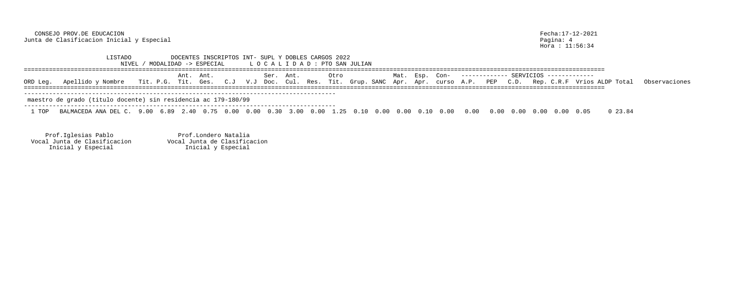CONSEJO PROV.DE EDUCACION
Junta de Clasificacion Inicial y Especial

Fecha:17-12-2021
Hora : 11:56:34

LISTADO DOCENTES INSCRIPTOS INT- SUPL Y DOBLES CARGOS 2022

NIVEL / MODALIDAD -> ESPECIAL L O C A L I D A D : PTO SAN JULIAN

maestro de grado (titulo docente) sin residencia ac 179-180/99

| ORD | Leg. | Apellido y Nombre | Tit. | P.G. | Ant. Tit. | Ant. Ges. | C.J | V.J | Ser. Doc. | Ant. Cul. | Res. | Otro Tit. | Grup. | SANC | Mat. Apr. | Esp. Apr. | Con- curso | SERVICIOS A.P. | SERVICIOS PEP | SERVICIOS C.D. | SERVICIOS Rep. | SERVICIOS C.R.F | Vrios | ALDP | Total | Observaciones |
|---|---|---|---|---|---|---|---|---|---|---|---|---|---|---|---|---|---|---|---|---|---|---|---|---|---|---|
| 1 | TOP | BALMACEDA ANA DEL C. | 9.00 | 6.89 | 2.40 | 0.75 | 0.00 | 0.00 | 0.30 | 3.00 | 0.00 | 1.25 | 0.10 | 0.00 | 0.00 | 0.10 | 0.00 | 0.00 | 0.00 | 0.00 | 0.00 | 0.00 | 0.05 | 0 | 23.84 | |

Prof.Iglesias Pablo
Vocal Junta de Clasificacion
Inicial y Especial

Prof.Londero Natalia
Vocal Junta de Clasificacion
Inicial y Especial